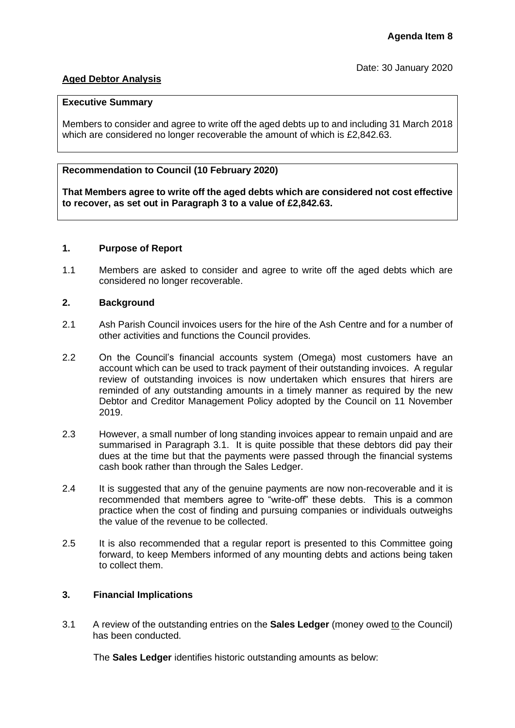**Agenda Item 8**

Date: 30 January 2020

**Aged Debtor Analysis**

**Executive Summary**

Members to consider and agree to write off the aged debts up to and including 31 March 2018 which are considered no longer recoverable the amount of which is £2,842.63.

**Recommendation to Council (10 February 2020)**

**That Members agree to write off the aged debts which are considered not cost effective to recover, as set out in Paragraph 3 to a value of £2,842.63.**

## 1. Purpose of Report

1.1 Members are asked to consider and agree to write off the aged debts which are considered no longer recoverable.

## 2. Background

2.1 Ash Parish Council invoices users for the hire of the Ash Centre and for a number of other activities and functions the Council provides.

2.2 On the Council's financial accounts system (Omega) most customers have an account which can be used to track payment of their outstanding invoices. A regular review of outstanding invoices is now undertaken which ensures that hirers are reminded of any outstanding amounts in a timely manner as required by the new Debtor and Creditor Management Policy adopted by the Council on 11 November 2019.

2.3 However, a small number of long standing invoices appear to remain unpaid and are summarised in Paragraph 3.1. It is quite possible that these debtors did pay their dues at the time but that the payments were passed through the financial systems cash book rather than through the Sales Ledger.

2.4 It is suggested that any of the genuine payments are now non-recoverable and it is recommended that members agree to "write-off" these debts. This is a common practice when the cost of finding and pursuing companies or individuals outweighs the value of the revenue to be collected.

2.5 It is also recommended that a regular report is presented to this Committee going forward, to keep Members informed of any mounting debts and actions being taken to collect them.

## 3. Financial Implications

3.1 A review of the outstanding entries on the **Sales Ledger** (money owed to the Council) has been conducted.

The **Sales Ledger** identifies historic outstanding amounts as below: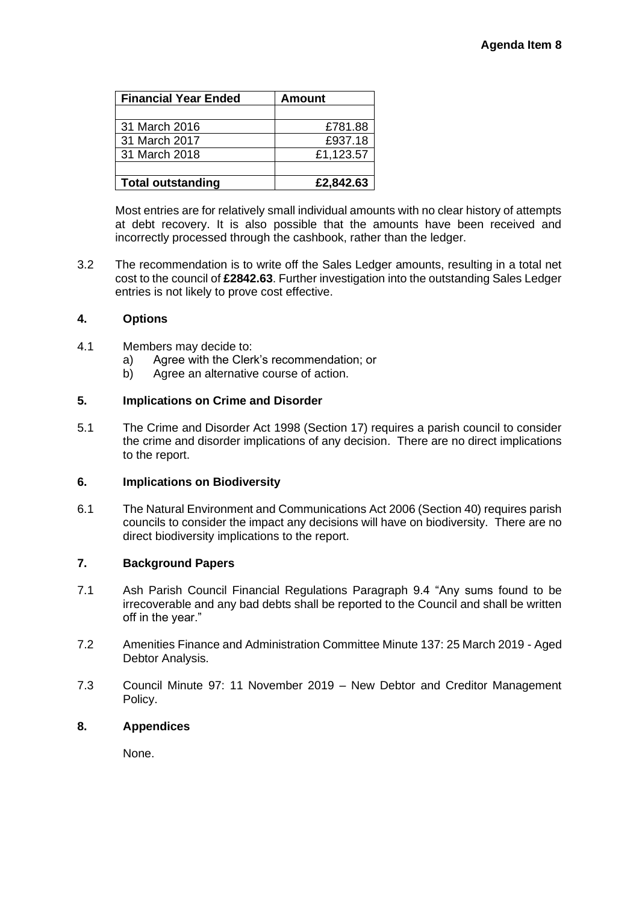**Agenda Item 8**

| Financial Year Ended | Amount |
|---|---|
| | |
| 31 March 2016 | £781.88 |
| 31 March 2017 | £937.18 |
| 31 March 2018 | £1,123.57 |
| | |
| **Total outstanding** | **£2,842.63** |

Most entries are for relatively small individual amounts with no clear history of attempts at debt recovery. It is also possible that the amounts have been received and incorrectly processed through the cashbook, rather than the ledger.

3.2 The recommendation is to write off the Sales Ledger amounts, resulting in a total net cost to the council of **£2842.63**. Further investigation into the outstanding Sales Ledger entries is not likely to prove cost effective.

## 4. Options

4.1 Members may decide to:

a) Agree with the Clerk's recommendation; or

b) Agree an alternative course of action.

## 5. Implications on Crime and Disorder

5.1 The Crime and Disorder Act 1998 (Section 17) requires a parish council to consider the crime and disorder implications of any decision. There are no direct implications to the report.

## 6. Implications on Biodiversity

6.1 The Natural Environment and Communications Act 2006 (Section 40) requires parish councils to consider the impact any decisions will have on biodiversity. There are no direct biodiversity implications to the report.

## 7. Background Papers

7.1 Ash Parish Council Financial Regulations Paragraph 9.4 "Any sums found to be irrecoverable and any bad debts shall be reported to the Council and shall be written off in the year."

7.2 Amenities Finance and Administration Committee Minute 137: 25 March 2019 - Aged Debtor Analysis.

7.3 Council Minute 97: 11 November 2019 – New Debtor and Creditor Management Policy.

## 8. Appendices

None.